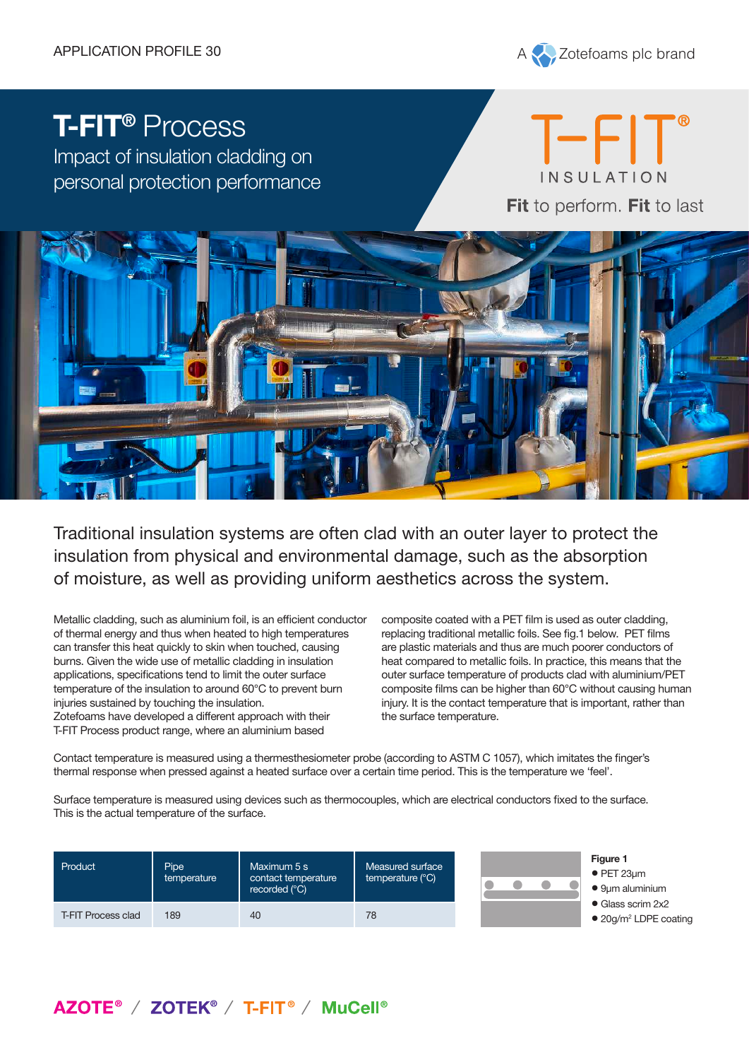APPLICATION PROFILE 30

A Zotefoams plc brand

# T-FIT® Process

## Impact of insulation cladding on personal protection performance

T-FIT® INSULATION

**Fit** to perform. **Fit** to last

Traditional insulation systems are often clad with an outer layer to protect the insulation from physical and environmental damage, such as the absorption of moisture, as well as providing uniform aesthetics across the system.

Metallic cladding, such as aluminium foil, is an efficient conductor of thermal energy and thus when heated to high temperatures can transfer this heat quickly to skin when touched, causing burns. Given the wide use of metallic cladding in insulation applications, specifications tend to limit the outer surface temperature of the insulation to around 60°C to prevent burn injuries sustained by touching the insulation.
Zotefoams have developed a different approach with their T-FIT Process product range, where an aluminium based composite coated with a PET film is used as outer cladding, replacing traditional metallic foils. See fig.1 below. PET films are plastic materials and thus are much poorer conductors of heat compared to metallic foils. In practice, this means that the outer surface temperature of products clad with aluminium/PET composite films can be higher than 60°C without causing human injury. It is the contact temperature that is important, rather than the surface temperature.

Contact temperature is measured using a thermesthesiometer probe (according to ASTM C 1057), which imitates the finger's thermal response when pressed against a heated surface over a certain time period. This is the temperature we 'feel'.

Surface temperature is measured using devices such as thermocouples, which are electrical conductors fixed to the surface. This is the actual temperature of the surface.

| Product | Pipe temperature | Maximum 5 s contact temperature recorded (°C) | Measured surface temperature (°C) |
|---|---|---|---|
| T-FIT Process clad | 189 | 40 | 78 |

**Figure 1**
- PET 23µm
- 9µm aluminium
- Glass scrim 2x2
- 20g/m² LDPE coating

AZOTE® / ZOTEK® / T-FIT® / MuCell®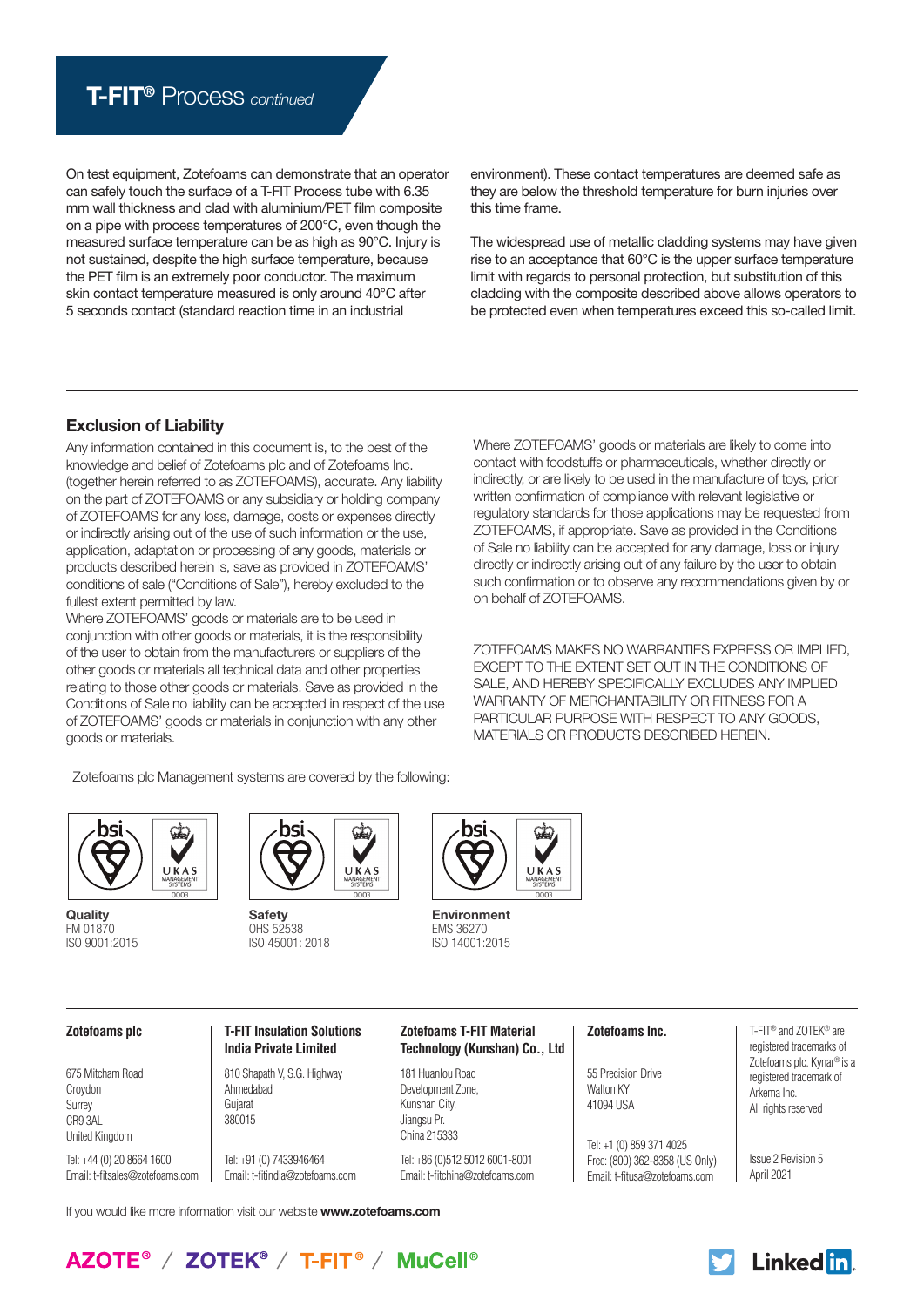# T-FIT® Process *continued*

On test equipment, Zotefoams can demonstrate that an operator can safely touch the surface of a T-FIT Process tube with 6.35 mm wall thickness and clad with aluminium/PET film composite on a pipe with process temperatures of 200°C, even though the measured surface temperature can be as high as 90°C. Injury is not sustained, despite the high surface temperature, because the PET film is an extremely poor conductor. The maximum skin contact temperature measured is only around 40°C after 5 seconds contact (standard reaction time in an industrial environment). These contact temperatures are deemed safe as they are below the threshold temperature for burn injuries over this time frame.

The widespread use of metallic cladding systems may have given rise to an acceptance that 60°C is the upper surface temperature limit with regards to personal protection, but substitution of this cladding with the composite described above allows operators to be protected even when temperatures exceed this so-called limit.

## Exclusion of Liability

Any information contained in this document is, to the best of the knowledge and belief of Zotefoams plc and of Zotefoams Inc. (together herein referred to as ZOTEFOAMS), accurate. Any liability on the part of ZOTEFOAMS or any subsidiary or holding company of ZOTEFOAMS for any loss, damage, costs or expenses directly or indirectly arising out of the use of such information or the use, application, adaptation or processing of any goods, materials or products described herein is, save as provided in ZOTEFOAMS' conditions of sale ("Conditions of Sale"), hereby excluded to the fullest extent permitted by law.

Where ZOTEFOAMS' goods or materials are to be used in conjunction with other goods or materials, it is the responsibility of the user to obtain from the manufacturers or suppliers of the other goods or materials all technical data and other properties relating to those other goods or materials. Save as provided in the Conditions of Sale no liability can be accepted in respect of the use of ZOTEFOAMS' goods or materials in conjunction with any other goods or materials.

Where ZOTEFOAMS' goods or materials are likely to come into contact with foodstuffs or pharmaceuticals, whether directly or indirectly, or are likely to be used in the manufacture of toys, prior written confirmation of compliance with relevant legislative or regulatory standards for those applications may be requested from ZOTEFOAMS, if appropriate. Save as provided in the Conditions of Sale no liability can be accepted for any damage, loss or injury directly or indirectly arising out of any failure by the user to obtain such confirmation or to observe any recommendations given by or on behalf of ZOTEFOAMS.

ZOTEFOAMS MAKES NO WARRANTIES EXPRESS OR IMPLIED, EXCEPT TO THE EXTENT SET OUT IN THE CONDITIONS OF SALE, AND HEREBY SPECIFICALLY EXCLUDES ANY IMPLIED WARRANTY OF MERCHANTABILITY OR FITNESS FOR A PARTICULAR PURPOSE WITH RESPECT TO ANY GOODS, MATERIALS OR PRODUCTS DESCRIBED HEREIN.

Zotefoams plc Management systems are covered by the following:

**Quality**
FM 01870
ISO 9001:2015

**Safety**
OHS 52538
ISO 45001: 2018

**Environment**
EMS 36270
ISO 14001:2015

**Zotefoams plc**
675 Mitcham Road
Croydon
Surrey
CR9 3AL
United Kingdom
Tel: +44 (0) 20 8664 1600
Email: t-fitsales@zotefoams.com

**T-FIT Insulation Solutions India Private Limited**
810 Shapath V, S.G. Highway
Ahmedabad
Gujarat
380015
Tel: +91 (0) 7433946464
Email: t-fitindia@zotefoams.com

**Zotefoams T-FIT Material Technology (Kunshan) Co., Ltd**
181 Huanlou Road
Development Zone,
Kunshan City,
Jiangsu Pr.
China 215333
Tel: +86 (0)512 5012 6001-8001
Email: t-fitchina@zotefoams.com

**Zotefoams Inc.**
55 Precision Drive
Walton KY
41094 USA
Tel: +1 (0) 859 371 4025
Free: (800) 362-8358 (US Only)
Email: t-fitusa@zotefoams.com

T-FIT® and ZOTEK® are registered trademarks of Zotefoams plc. Kynar® is a registered trademark of Arkema Inc.
All rights reserved

Issue 2 Revision 5
April 2021

If you would like more information visit our website **www.zotefoams.com**

AZOTE® / ZOTEK® / T-FIT® / MuCell®